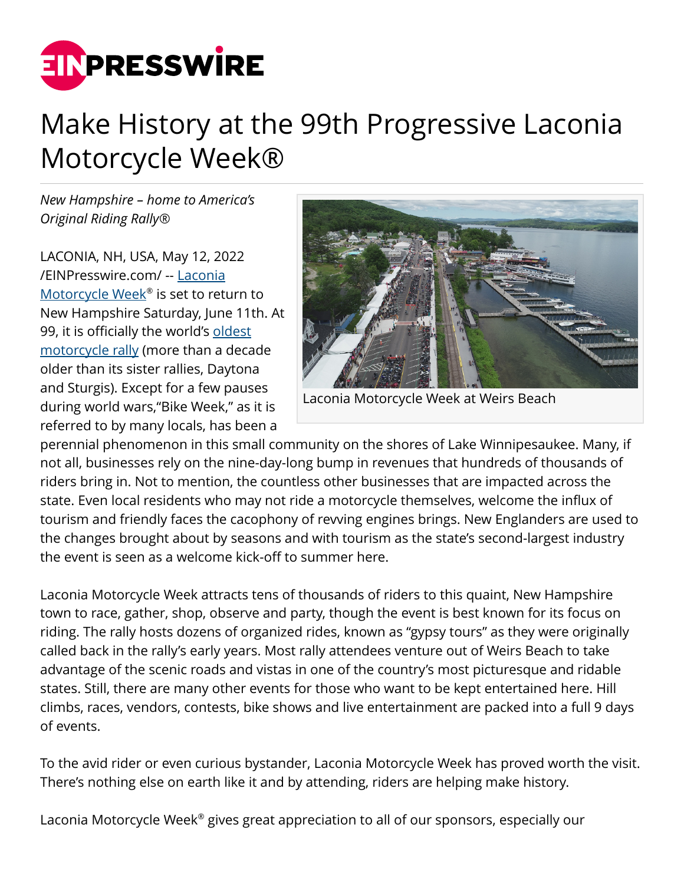# Make History at the 99th Progressive Laconia Motorcycle Week®

*New Hampshire – home to America's Original Riding Rally®*

LACONIA, NH, USA, May 12, 2022 /EINPresswire.com/ -- Laconia Motorcycle Week® is set to return to New Hampshire Saturday, June 11th. At 99, it is officially the world's oldest motorcycle rally (more than a decade older than its sister rallies, Daytona and Sturgis). Except for a few pauses during world wars,"Bike Week," as it is referred to by many locals, has been a perennial phenomenon in this small community on the shores of Lake Winnipesaukee. Many, if not all, businesses rely on the nine-day-long bump in revenues that hundreds of thousands of riders bring in. Not to mention, the countless other businesses that are impacted across the state. Even local residents who may not ride a motorcycle themselves, welcome the influx of tourism and friendly faces the cacophony of revving engines brings. New Englanders are used to the changes brought about by seasons and with tourism as the state's second-largest industry the event is seen as a welcome kick-off to summer here.

Laconia Motorcycle Week at Weirs Beach

Laconia Motorcycle Week attracts tens of thousands of riders to this quaint, New Hampshire town to race, gather, shop, observe and party, though the event is best known for its focus on riding. The rally hosts dozens of organized rides, known as "gypsy tours" as they were originally called back in the rally's early years. Most rally attendees venture out of Weirs Beach to take advantage of the scenic roads and vistas in one of the country's most picturesque and ridable states. Still, there are many other events for those who want to be kept entertained here. Hill climbs, races, vendors, contests, bike shows and live entertainment are packed into a full 9 days of events.

To the avid rider or even curious bystander, Laconia Motorcycle Week has proved worth the visit. There's nothing else on earth like it and by attending, riders are helping make history.

Laconia Motorcycle Week® gives great appreciation to all of our sponsors, especially our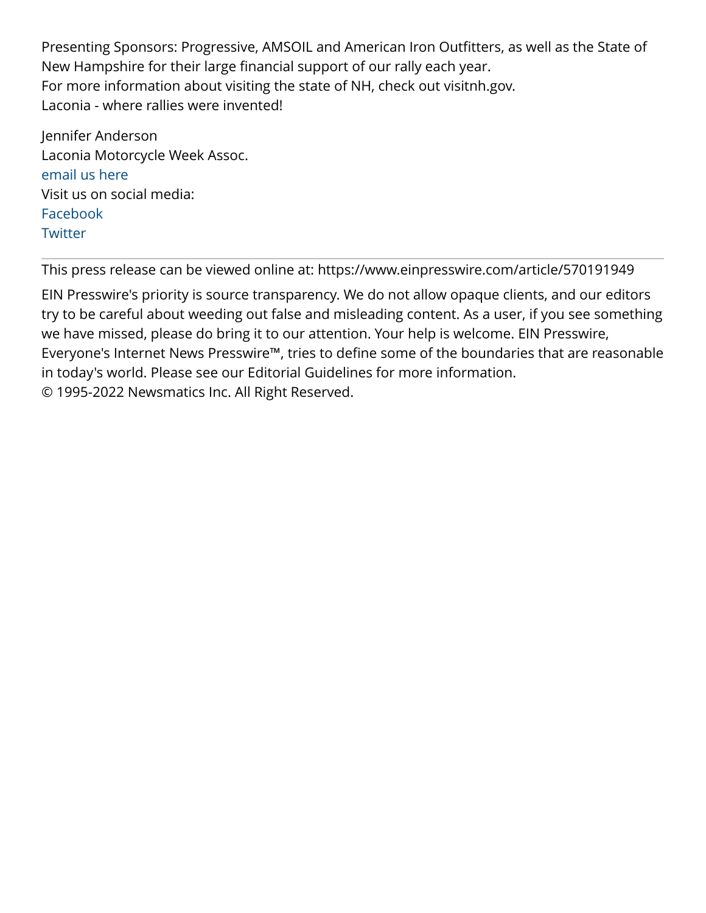Presenting Sponsors: Progressive, AMSOIL and American Iron Outfitters, as well as the State of New Hampshire for their large financial support of our rally each year.
For more information about visiting the state of NH, check out visitnh.gov.
Laconia - where rallies were invented!

Jennifer Anderson
Laconia Motorcycle Week Assoc.
email us here
Visit us on social media:
Facebook
Twitter

---

This press release can be viewed online at: https://www.einpresswire.com/article/570191949

EIN Presswire's priority is source transparency. We do not allow opaque clients, and our editors try to be careful about weeding out false and misleading content. As a user, if you see something we have missed, please do bring it to our attention. Your help is welcome. EIN Presswire, Everyone's Internet News Presswire™, tries to define some of the boundaries that are reasonable in today's world. Please see our Editorial Guidelines for more information.
© 1995-2022 Newsmatics Inc. All Right Reserved.